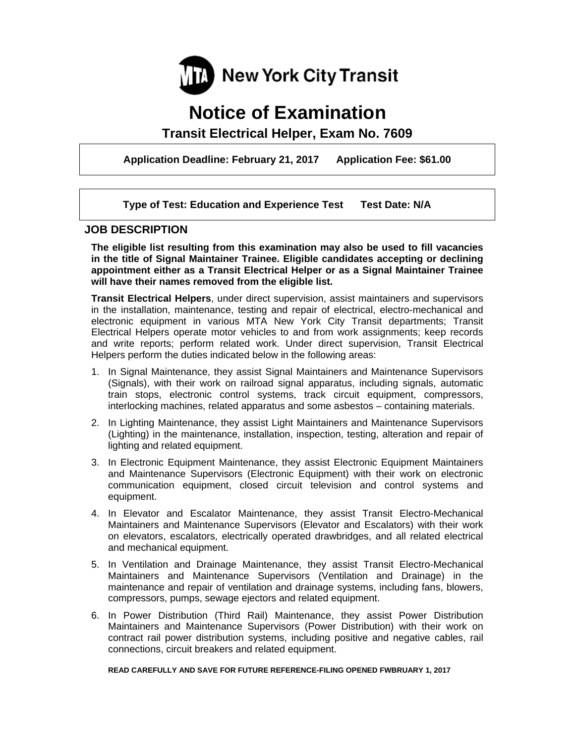MTA New York City Transit

# Notice of Examination

## Transit Electrical Helper, Exam No. 7609

**Application Deadline: February 21, 2017      Application Fee: $61.00**

**Type of Test: Education and Experience Test      Test Date: N/A**

### JOB DESCRIPTION

**The eligible list resulting from this examination may also be used to fill vacancies in the title of Signal Maintainer Trainee. Eligible candidates accepting or declining appointment either as a Transit Electrical Helper or as a Signal Maintainer Trainee will have their names removed from the eligible list.**

**Transit Electrical Helpers**, under direct supervision, assist maintainers and supervisors in the installation, maintenance, testing and repair of electrical, electro-mechanical and electronic equipment in various MTA New York City Transit departments; Transit Electrical Helpers operate motor vehicles to and from work assignments; keep records and write reports; perform related work. Under direct supervision, Transit Electrical Helpers perform the duties indicated below in the following areas:

1. In Signal Maintenance, they assist Signal Maintainers and Maintenance Supervisors (Signals), with their work on railroad signal apparatus, including signals, automatic train stops, electronic control systems, track circuit equipment, compressors, interlocking machines, related apparatus and some asbestos – containing materials.
2. In Lighting Maintenance, they assist Light Maintainers and Maintenance Supervisors (Lighting) in the maintenance, installation, inspection, testing, alteration and repair of lighting and related equipment.
3. In Electronic Equipment Maintenance, they assist Electronic Equipment Maintainers and Maintenance Supervisors (Electronic Equipment) with their work on electronic communication equipment, closed circuit television and control systems and equipment.
4. In Elevator and Escalator Maintenance, they assist Transit Electro-Mechanical Maintainers and Maintenance Supervisors (Elevator and Escalators) with their work on elevators, escalators, electrically operated drawbridges, and all related electrical and mechanical equipment.
5. In Ventilation and Drainage Maintenance, they assist Transit Electro-Mechanical Maintainers and Maintenance Supervisors (Ventilation and Drainage) in the maintenance and repair of ventilation and drainage systems, including fans, blowers, compressors, pumps, sewage ejectors and related equipment.
6. In Power Distribution (Third Rail) Maintenance, they assist Power Distribution Maintainers and Maintenance Supervisors (Power Distribution) with their work on contract rail power distribution systems, including positive and negative cables, rail connections, circuit breakers and related equipment.

**READ CAREFULLY AND SAVE FOR FUTURE REFERENCE-FILING OPENED FWBRUARY 1, 2017**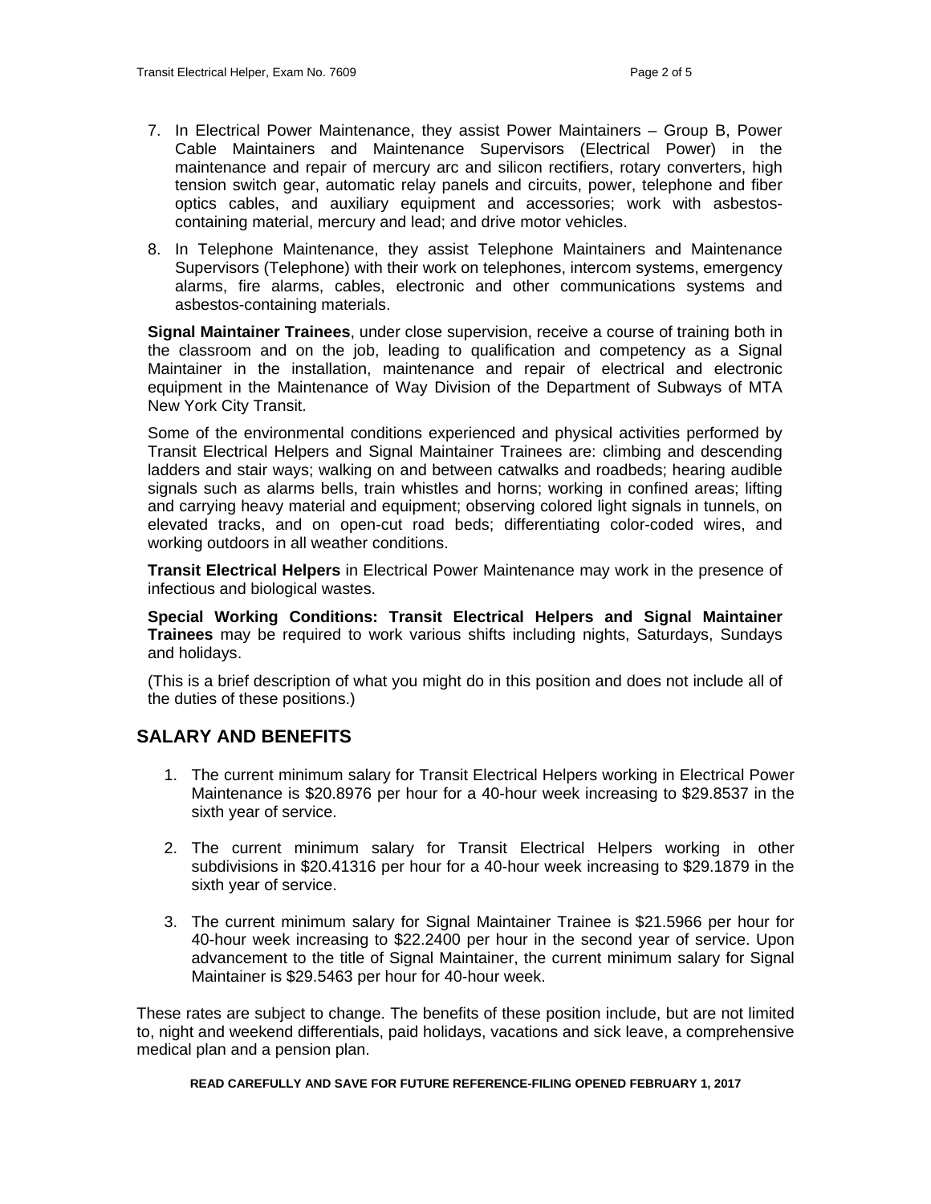7. In Electrical Power Maintenance, they assist Power Maintainers – Group B, Power Cable Maintainers and Maintenance Supervisors (Electrical Power) in the maintenance and repair of mercury arc and silicon rectifiers, rotary converters, high tension switch gear, automatic relay panels and circuits, power, telephone and fiber optics cables, and auxiliary equipment and accessories; work with asbestos-containing material, mercury and lead; and drive motor vehicles.
8. In Telephone Maintenance, they assist Telephone Maintainers and Maintenance Supervisors (Telephone) with their work on telephones, intercom systems, emergency alarms, fire alarms, cables, electronic and other communications systems and asbestos-containing materials.

**Signal Maintainer Trainees**, under close supervision, receive a course of training both in the classroom and on the job, leading to qualification and competency as a Signal Maintainer in the installation, maintenance and repair of electrical and electronic equipment in the Maintenance of Way Division of the Department of Subways of MTA New York City Transit.

Some of the environmental conditions experienced and physical activities performed by Transit Electrical Helpers and Signal Maintainer Trainees are: climbing and descending ladders and stair ways; walking on and between catwalks and roadbeds; hearing audible signals such as alarms bells, train whistles and horns; working in confined areas; lifting and carrying heavy material and equipment; observing colored light signals in tunnels, on elevated tracks, and on open-cut road beds; differentiating color-coded wires, and working outdoors in all weather conditions.

**Transit Electrical Helpers** in Electrical Power Maintenance may work in the presence of infectious and biological wastes.

**Special Working Conditions: Transit Electrical Helpers and Signal Maintainer Trainees** may be required to work various shifts including nights, Saturdays, Sundays and holidays.

(This is a brief description of what you might do in this position and does not include all of the duties of these positions.)

## SALARY AND BENEFITS

1. The current minimum salary for Transit Electrical Helpers working in Electrical Power Maintenance is $20.8976 per hour for a 40-hour week increasing to $29.8537 in the sixth year of service.
2. The current minimum salary for Transit Electrical Helpers working in other subdivisions in $20.41316 per hour for a 40-hour week increasing to $29.1879 in the sixth year of service.
3. The current minimum salary for Signal Maintainer Trainee is $21.5966 per hour for 40-hour week increasing to $22.2400 per hour in the second year of service. Upon advancement to the title of Signal Maintainer, the current minimum salary for Signal Maintainer is $29.5463 per hour for 40-hour week.

These rates are subject to change. The benefits of these position include, but are not limited to, night and weekend differentials, paid holidays, vacations and sick leave, a comprehensive medical plan and a pension plan.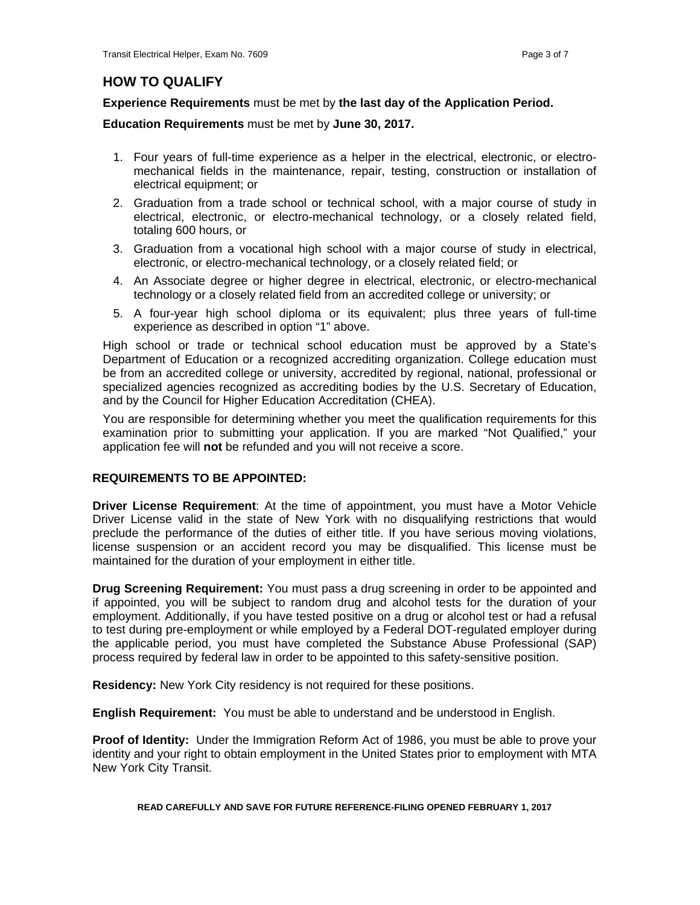## HOW TO QUALIFY

**Experience Requirements** must be met by **the last day of the Application Period.**

**Education Requirements** must be met by **June 30, 2017.**

1. Four years of full-time experience as a helper in the electrical, electronic, or electro-mechanical fields in the maintenance, repair, testing, construction or installation of electrical equipment; or
2. Graduation from a trade school or technical school, with a major course of study in electrical, electronic, or electro-mechanical technology, or a closely related field, totaling 600 hours, or
3. Graduation from a vocational high school with a major course of study in electrical, electronic, or electro-mechanical technology, or a closely related field; or
4. An Associate degree or higher degree in electrical, electronic, or electro-mechanical technology or a closely related field from an accredited college or university; or
5. A four-year high school diploma or its equivalent; plus three years of full-time experience as described in option "1" above.

High school or trade or technical school education must be approved by a State's Department of Education or a recognized accrediting organization. College education must be from an accredited college or university, accredited by regional, national, professional or specialized agencies recognized as accrediting bodies by the U.S. Secretary of Education, and by the Council for Higher Education Accreditation (CHEA).

You are responsible for determining whether you meet the qualification requirements for this examination prior to submitting your application. If you are marked "Not Qualified," your application fee will **not** be refunded and you will not receive a score.

### REQUIREMENTS TO BE APPOINTED:

**Driver License Requirement**: At the time of appointment, you must have a Motor Vehicle Driver License valid in the state of New York with no disqualifying restrictions that would preclude the performance of the duties of either title. If you have serious moving violations, license suspension or an accident record you may be disqualified. This license must be maintained for the duration of your employment in either title.

**Drug Screening Requirement:** You must pass a drug screening in order to be appointed and if appointed, you will be subject to random drug and alcohol tests for the duration of your employment. Additionally, if you have tested positive on a drug or alcohol test or had a refusal to test during pre-employment or while employed by a Federal DOT-regulated employer during the applicable period, you must have completed the Substance Abuse Professional (SAP) process required by federal law in order to be appointed to this safety-sensitive position.

**Residency:** New York City residency is not required for these positions.

**English Requirement:** You must be able to understand and be understood in English.

**Proof of Identity:** Under the Immigration Reform Act of 1986, you must be able to prove your identity and your right to obtain employment in the United States prior to employment with MTA New York City Transit.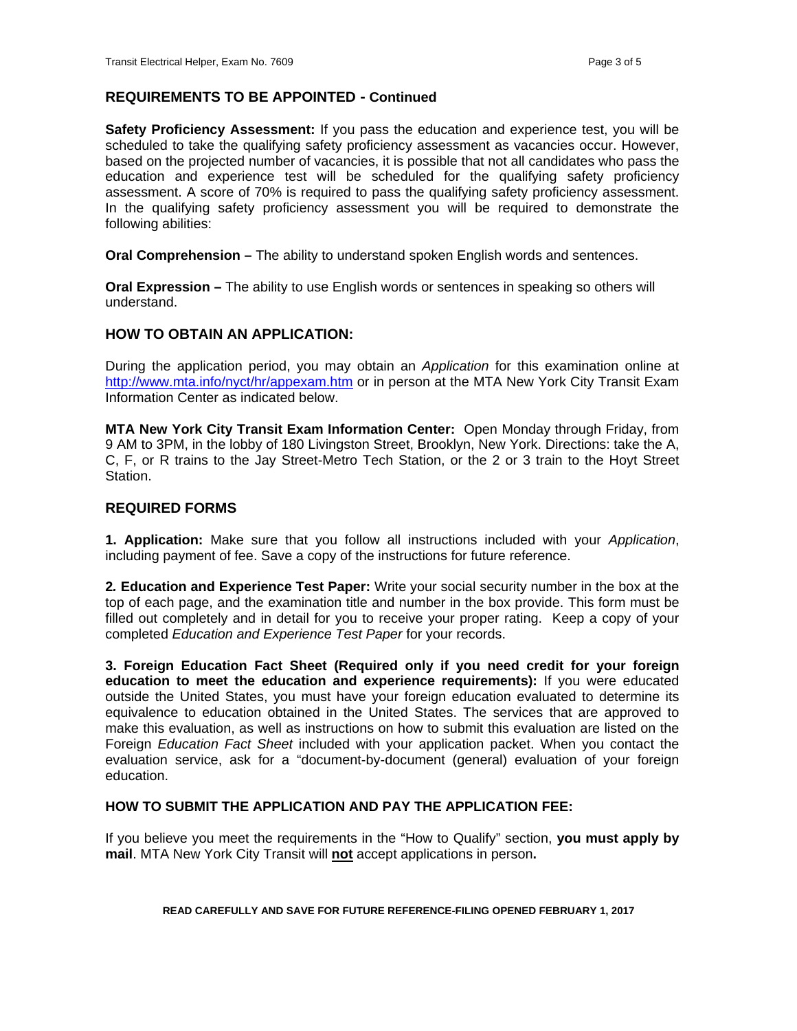## REQUIREMENTS TO BE APPOINTED - Continued

**Safety Proficiency Assessment:** If you pass the education and experience test, you will be scheduled to take the qualifying safety proficiency assessment as vacancies occur. However, based on the projected number of vacancies, it is possible that not all candidates who pass the education and experience test will be scheduled for the qualifying safety proficiency assessment. A score of 70% is required to pass the qualifying safety proficiency assessment. In the qualifying safety proficiency assessment you will be required to demonstrate the following abilities:

**Oral Comprehension –** The ability to understand spoken English words and sentences.

**Oral Expression –** The ability to use English words or sentences in speaking so others will understand.

## HOW TO OBTAIN AN APPLICATION:

During the application period, you may obtain an *Application* for this examination online at http://www.mta.info/nyct/hr/appexam.htm or in person at the MTA New York City Transit Exam Information Center as indicated below.

**MTA New York City Transit Exam Information Center:** Open Monday through Friday, from 9 AM to 3PM, in the lobby of 180 Livingston Street, Brooklyn, New York. Directions: take the A, C, F, or R trains to the Jay Street-Metro Tech Station, or the 2 or 3 train to the Hoyt Street Station.

## REQUIRED FORMS

**1. Application:** Make sure that you follow all instructions included with your *Application*, including payment of fee. Save a copy of the instructions for future reference.

**2. Education and Experience Test Paper:** Write your social security number in the box at the top of each page, and the examination title and number in the box provide. This form must be filled out completely and in detail for you to receive your proper rating. Keep a copy of your completed *Education and Experience Test Paper* for your records.

**3. Foreign Education Fact Sheet (Required only if you need credit for your foreign education to meet the education and experience requirements):** If you were educated outside the United States, you must have your foreign education evaluated to determine its equivalence to education obtained in the United States. The services that are approved to make this evaluation, as well as instructions on how to submit this evaluation are listed on the Foreign *Education Fact Sheet* included with your application packet. When you contact the evaluation service, ask for a "document-by-document (general) evaluation of your foreign education.

## HOW TO SUBMIT THE APPLICATION AND PAY THE APPLICATION FEE:

If you believe you meet the requirements in the "How to Qualify" section, **you must apply by mail**. MTA New York City Transit will **not** accept applications in person**.**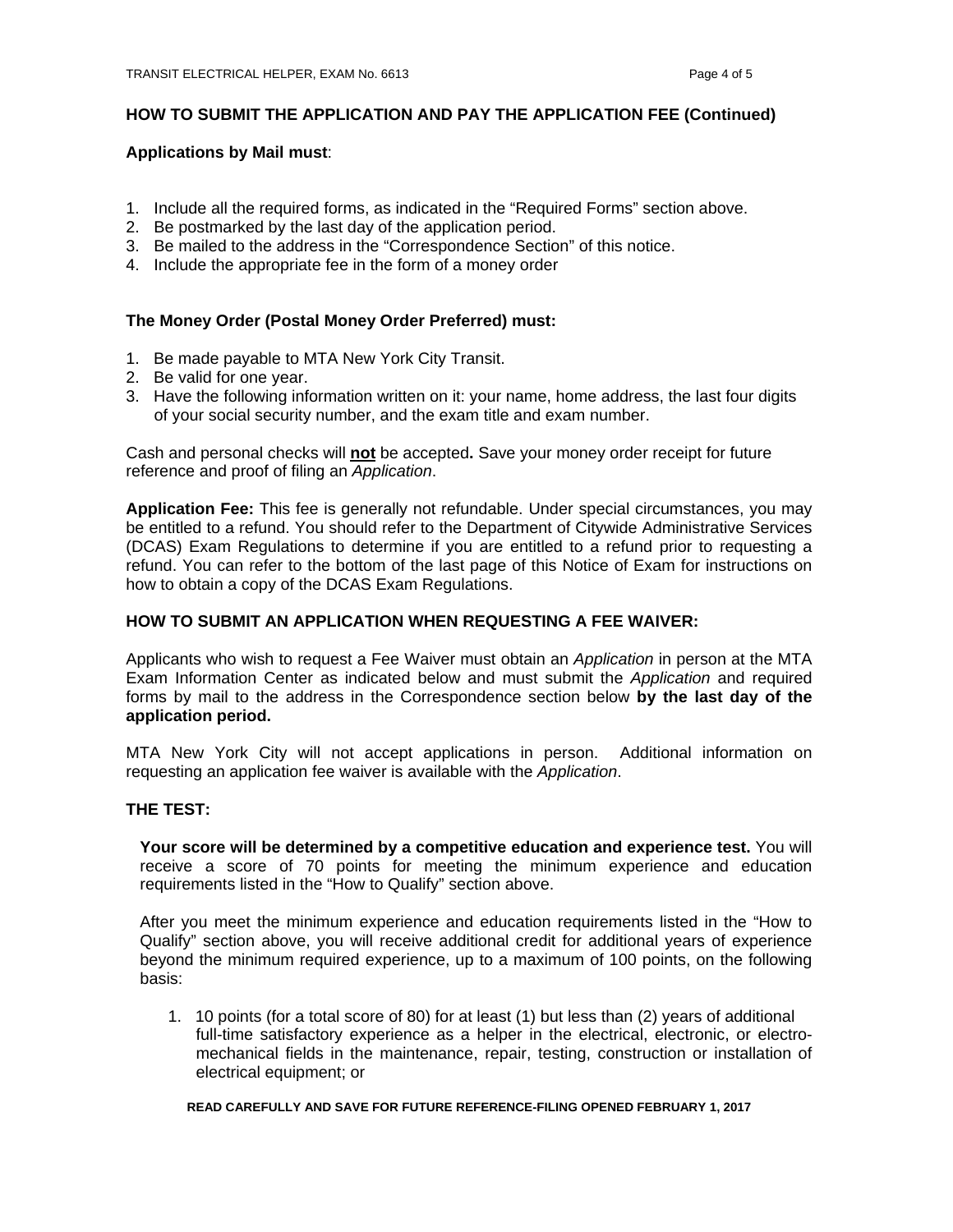## HOW TO SUBMIT THE APPLICATION AND PAY THE APPLICATION FEE (Continued)

**Applications by Mail must**:

1. Include all the required forms, as indicated in the "Required Forms" section above.
2. Be postmarked by the last day of the application period.
3. Be mailed to the address in the "Correspondence Section" of this notice.
4. Include the appropriate fee in the form of a money order

**The Money Order (Postal Money Order Preferred) must:**

1. Be made payable to MTA New York City Transit.
2. Be valid for one year.
3. Have the following information written on it: your name, home address, the last four digits of your social security number, and the exam title and exam number.

Cash and personal checks will **not** be accepted**.** Save your money order receipt for future reference and proof of filing an *Application*.

**Application Fee:** This fee is generally not refundable. Under special circumstances, you may be entitled to a refund. You should refer to the Department of Citywide Administrative Services (DCAS) Exam Regulations to determine if you are entitled to a refund prior to requesting a refund. You can refer to the bottom of the last page of this Notice of Exam for instructions on how to obtain a copy of the DCAS Exam Regulations.

## HOW TO SUBMIT AN APPLICATION WHEN REQUESTING A FEE WAIVER:

Applicants who wish to request a Fee Waiver must obtain an *Application* in person at the MTA Exam Information Center as indicated below and must submit the *Application* and required forms by mail to the address in the Correspondence section below **by the last day of the application period.**

MTA New York City will not accept applications in person. Additional information on requesting an application fee waiver is available with the *Application*.

## THE TEST:

**Your score will be determined by a competitive education and experience test.** You will receive a score of 70 points for meeting the minimum experience and education requirements listed in the "How to Qualify" section above.

After you meet the minimum experience and education requirements listed in the "How to Qualify" section above, you will receive additional credit for additional years of experience beyond the minimum required experience, up to a maximum of 100 points, on the following basis:

1. 10 points (for a total score of 80) for at least (1) but less than (2) years of additional full-time satisfactory experience as a helper in the electrical, electronic, or electro-mechanical fields in the maintenance, repair, testing, construction or installation of electrical equipment; or

**READ CAREFULLY AND SAVE FOR FUTURE REFERENCE-FILING OPENED FEBRUARY 1, 2017**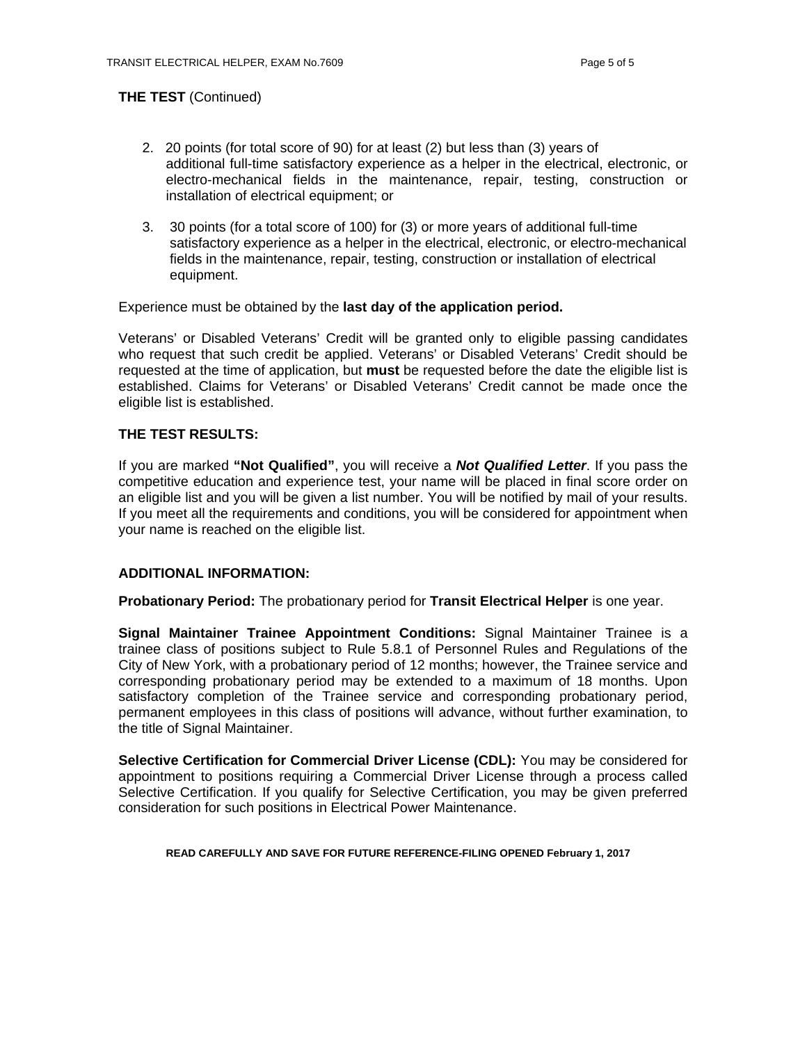**THE TEST** (Continued)

2. 20 points (for total score of 90) for at least (2) but less than (3) years of additional full-time satisfactory experience as a helper in the electrical, electronic, or electro-mechanical fields in the maintenance, repair, testing, construction or installation of electrical equipment; or

3. 30 points (for a total score of 100) for (3) or more years of additional full-time satisfactory experience as a helper in the electrical, electronic, or electro-mechanical fields in the maintenance, repair, testing, construction or installation of electrical equipment.

Experience must be obtained by the **last day of the application period.**

Veterans' or Disabled Veterans' Credit will be granted only to eligible passing candidates who request that such credit be applied. Veterans' or Disabled Veterans' Credit should be requested at the time of application, but **must** be requested before the date the eligible list is established. Claims for Veterans' or Disabled Veterans' Credit cannot be made once the eligible list is established.

**THE TEST RESULTS:**

If you are marked **"Not Qualified"**, you will receive a ***Not Qualified Letter***. If you pass the competitive education and experience test, your name will be placed in final score order on an eligible list and you will be given a list number. You will be notified by mail of your results. If you meet all the requirements and conditions, you will be considered for appointment when your name is reached on the eligible list.

**ADDITIONAL INFORMATION:**

**Probationary Period:** The probationary period for **Transit Electrical Helper** is one year.

**Signal Maintainer Trainee Appointment Conditions:** Signal Maintainer Trainee is a trainee class of positions subject to Rule 5.8.1 of Personnel Rules and Regulations of the City of New York, with a probationary period of 12 months; however, the Trainee service and corresponding probationary period may be extended to a maximum of 18 months. Upon satisfactory completion of the Trainee service and corresponding probationary period, permanent employees in this class of positions will advance, without further examination, to the title of Signal Maintainer.

**Selective Certification for Commercial Driver License (CDL):** You may be considered for appointment to positions requiring a Commercial Driver License through a process called Selective Certification. If you qualify for Selective Certification, you may be given preferred consideration for such positions in Electrical Power Maintenance.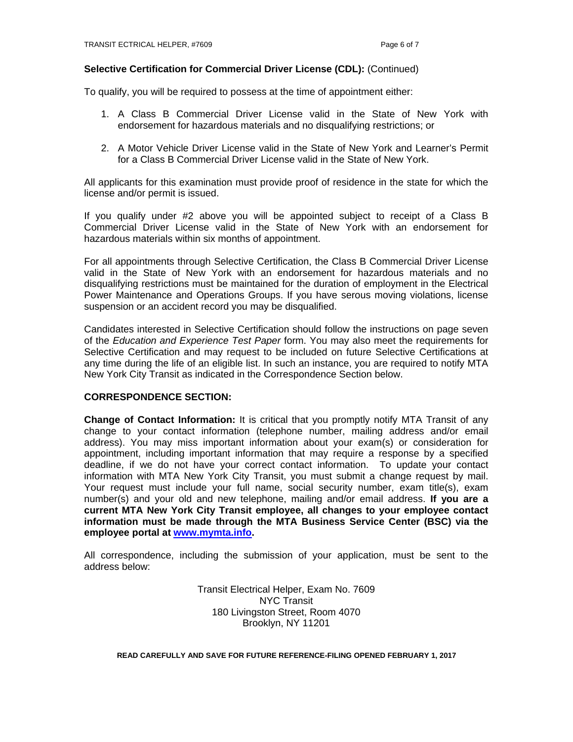**Selective Certification for Commercial Driver License (CDL):** (Continued)

To qualify, you will be required to possess at the time of appointment either:

1. A Class B Commercial Driver License valid in the State of New York with endorsement for hazardous materials and no disqualifying restrictions; or
2. A Motor Vehicle Driver License valid in the State of New York and Learner's Permit for a Class B Commercial Driver License valid in the State of New York.

All applicants for this examination must provide proof of residence in the state for which the license and/or permit is issued.

If you qualify under #2 above you will be appointed subject to receipt of a Class B Commercial Driver License valid in the State of New York with an endorsement for hazardous materials within six months of appointment.

For all appointments through Selective Certification, the Class B Commercial Driver License valid in the State of New York with an endorsement for hazardous materials and no disqualifying restrictions must be maintained for the duration of employment in the Electrical Power Maintenance and Operations Groups. If you have serous moving violations, license suspension or an accident record you may be disqualified.

Candidates interested in Selective Certification should follow the instructions on page seven of the *Education and Experience Test Paper* form. You may also meet the requirements for Selective Certification and may request to be included on future Selective Certifications at any time during the life of an eligible list. In such an instance, you are required to notify MTA New York City Transit as indicated in the Correspondence Section below.

**CORRESPONDENCE SECTION:**

**Change of Contact Information:** It is critical that you promptly notify MTA Transit of any change to your contact information (telephone number, mailing address and/or email address). You may miss important information about your exam(s) or consideration for appointment, including important information that may require a response by a specified deadline, if we do not have your correct contact information. To update your contact information with MTA New York City Transit, you must submit a change request by mail. Your request must include your full name, social security number, exam title(s), exam number(s) and your old and new telephone, mailing and/or email address. **If you are a current MTA New York City Transit employee, all changes to your employee contact information must be made through the MTA Business Service Center (BSC) via the employee portal at www.mymta.info.**

All correspondence, including the submission of your application, must be sent to the address below:

Transit Electrical Helper, Exam No. 7609
NYC Transit
180 Livingston Street, Room 4070
Brooklyn, NY 11201

**READ CAREFULLY AND SAVE FOR FUTURE REFERENCE-FILING OPENED FEBRUARY 1, 2017**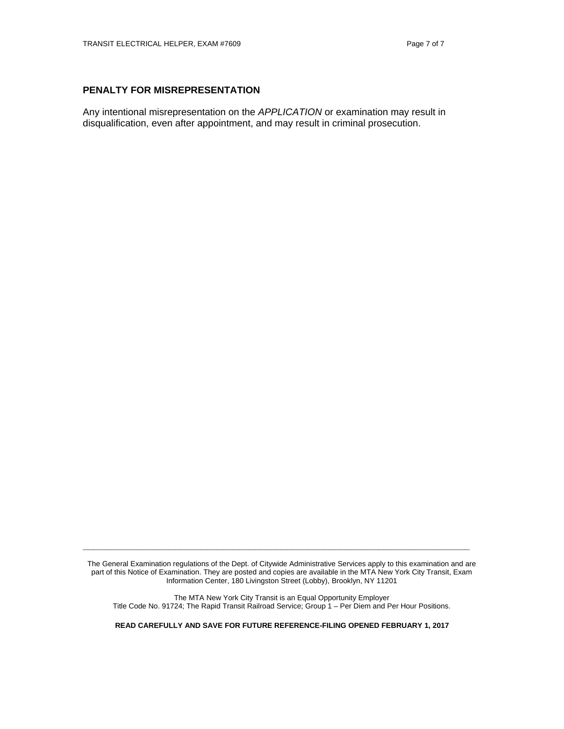## PENALTY FOR MISREPRESENTATION

Any intentional misrepresentation on the *APPLICATION* or examination may result in disqualification, even after appointment, and may result in criminal prosecution.

---

The General Examination regulations of the Dept. of Citywide Administrative Services apply to this examination and are part of this Notice of Examination. They are posted and copies are available in the MTA New York City Transit, Exam Information Center, 180 Livingston Street (Lobby), Brooklyn, NY 11201

The MTA New York City Transit is an Equal Opportunity Employer
Title Code No. 91724; The Rapid Transit Railroad Service; Group 1 – Per Diem and Per Hour Positions.

**READ CAREFULLY AND SAVE FOR FUTURE REFERENCE-FILING OPENED FEBRUARY 1, 2017**